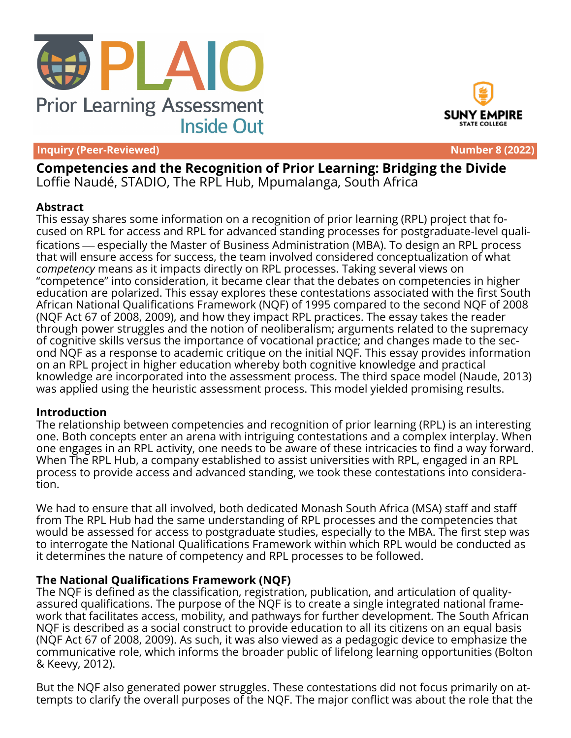# PLAIO Prior Learning Assessment Inside Out

**Inquiry (Peer-Reviewed)** **Number 8 (2022)**

## Competencies and the Recognition of Prior Learning: Bridging the Divide

Loffie Naudé, STADIO, The RPL Hub, Mpumalanga, South Africa

### Abstract

This essay shares some information on a recognition of prior learning (RPL) project that focused on RPL for access and RPL for advanced standing processes for postgraduate-level qualifications — especially the Master of Business Administration (MBA). To design an RPL process that will ensure access for success, the team involved considered conceptualization of what *competency* means as it impacts directly on RPL processes. Taking several views on "competence" into consideration, it became clear that the debates on competencies in higher education are polarized. This essay explores these contestations associated with the first South African National Qualifications Framework (NQF) of 1995 compared to the second NQF of 2008 (NQF Act 67 of 2008, 2009), and how they impact RPL practices. The essay takes the reader through power struggles and the notion of neoliberalism; arguments related to the supremacy of cognitive skills versus the importance of vocational practice; and changes made to the second NQF as a response to academic critique on the initial NQF. This essay provides information on an RPL project in higher education whereby both cognitive knowledge and practical knowledge are incorporated into the assessment process. The third space model (Naude, 2013) was applied using the heuristic assessment process. This model yielded promising results.

### Introduction

The relationship between competencies and recognition of prior learning (RPL) is an interesting one. Both concepts enter an arena with intriguing contestations and a complex interplay. When one engages in an RPL activity, one needs to be aware of these intricacies to find a way forward. When The RPL Hub, a company established to assist universities with RPL, engaged in an RPL process to provide access and advanced standing, we took these contestations into consideration.

We had to ensure that all involved, both dedicated Monash South Africa (MSA) staff and staff from The RPL Hub had the same understanding of RPL processes and the competencies that would be assessed for access to postgraduate studies, especially to the MBA. The first step was to interrogate the National Qualifications Framework within which RPL would be conducted as it determines the nature of competency and RPL processes to be followed.

### The National Qualifications Framework (NQF)

The NQF is defined as the classification, registration, publication, and articulation of quality-assured qualifications. The purpose of the NQF is to create a single integrated national framework that facilitates access, mobility, and pathways for further development. The South African NQF is described as a social construct to provide education to all its citizens on an equal basis (NQF Act 67 of 2008, 2009). As such, it was also viewed as a pedagogic device to emphasize the communicative role, which informs the broader public of lifelong learning opportunities (Bolton & Keevy, 2012).

But the NQF also generated power struggles. These contestations did not focus primarily on attempts to clarify the overall purposes of the NQF. The major conflict was about the role that the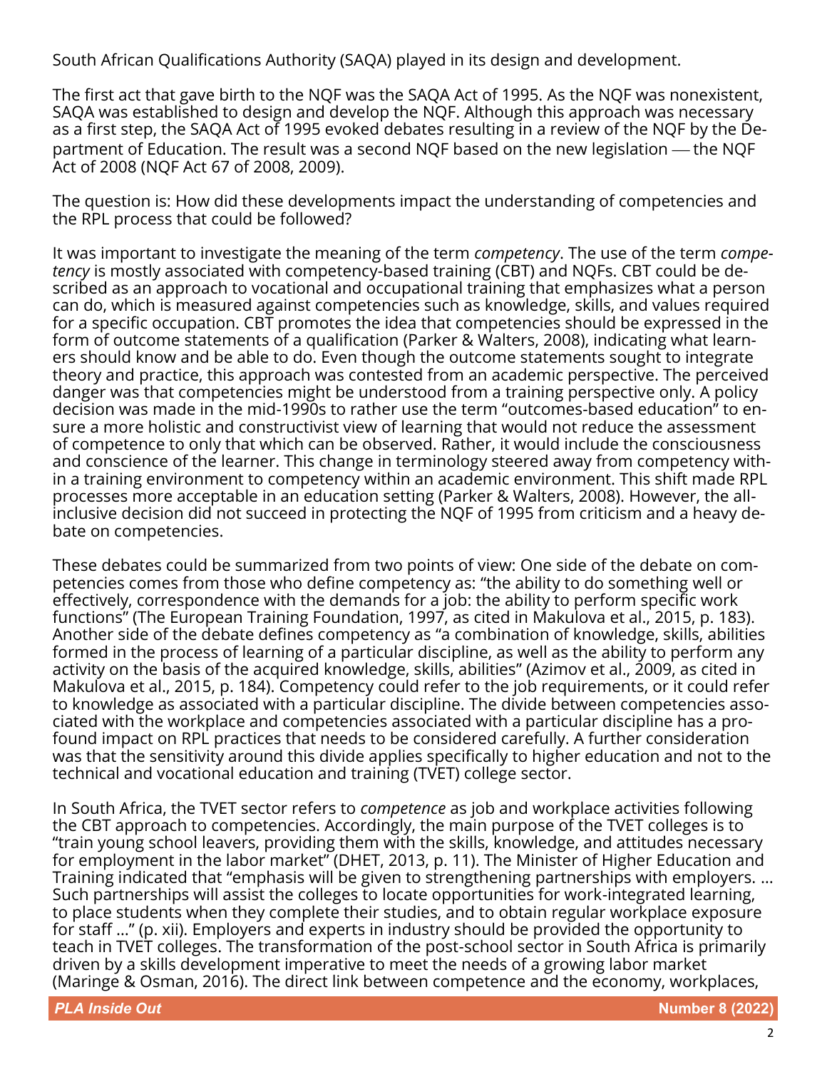South African Qualifications Authority (SAQA) played in its design and development.

The first act that gave birth to the NQF was the SAQA Act of 1995. As the NQF was nonexistent, SAQA was established to design and develop the NQF. Although this approach was necessary as a first step, the SAQA Act of 1995 evoked debates resulting in a review of the NQF by the Department of Education. The result was a second NQF based on the new legislation — the NQF Act of 2008 (NQF Act 67 of 2008, 2009).

The question is: How did these developments impact the understanding of competencies and the RPL process that could be followed?

It was important to investigate the meaning of the term *competency*. The use of the term *competency* is mostly associated with competency-based training (CBT) and NQFs. CBT could be described as an approach to vocational and occupational training that emphasizes what a person can do, which is measured against competencies such as knowledge, skills, and values required for a specific occupation. CBT promotes the idea that competencies should be expressed in the form of outcome statements of a qualification (Parker & Walters, 2008), indicating what learners should know and be able to do. Even though the outcome statements sought to integrate theory and practice, this approach was contested from an academic perspective. The perceived danger was that competencies might be understood from a training perspective only. A policy decision was made in the mid-1990s to rather use the term "outcomes-based education" to ensure a more holistic and constructivist view of learning that would not reduce the assessment of competence to only that which can be observed. Rather, it would include the consciousness and conscience of the learner. This change in terminology steered away from competency within a training environment to competency within an academic environment. This shift made RPL processes more acceptable in an education setting (Parker & Walters, 2008). However, the all-inclusive decision did not succeed in protecting the NQF of 1995 from criticism and a heavy debate on competencies.

These debates could be summarized from two points of view: One side of the debate on competencies comes from those who define competency as: "the ability to do something well or effectively, correspondence with the demands for a job: the ability to perform specific work functions" (The European Training Foundation, 1997, as cited in Makulova et al., 2015, p. 183). Another side of the debate defines competency as "a combination of knowledge, skills, abilities formed in the process of learning of a particular discipline, as well as the ability to perform any activity on the basis of the acquired knowledge, skills, abilities" (Azimov et al., 2009, as cited in Makulova et al., 2015, p. 184). Competency could refer to the job requirements, or it could refer to knowledge as associated with a particular discipline. The divide between competencies associated with the workplace and competencies associated with a particular discipline has a profound impact on RPL practices that needs to be considered carefully. A further consideration was that the sensitivity around this divide applies specifically to higher education and not to the technical and vocational education and training (TVET) college sector.

In South Africa, the TVET sector refers to *competence* as job and workplace activities following the CBT approach to competencies. Accordingly, the main purpose of the TVET colleges is to "train young school leavers, providing them with the skills, knowledge, and attitudes necessary for employment in the labor market" (DHET, 2013, p. 11). The Minister of Higher Education and Training indicated that "emphasis will be given to strengthening partnerships with employers. … Such partnerships will assist the colleges to locate opportunities for work-integrated learning, to place students when they complete their studies, and to obtain regular workplace exposure for staff …" (p. xii). Employers and experts in industry should be provided the opportunity to teach in TVET colleges. The transformation of the post-school sector in South Africa is primarily driven by a skills development imperative to meet the needs of a growing labor market (Maringe & Osman, 2016). The direct link between competence and the economy, workplaces,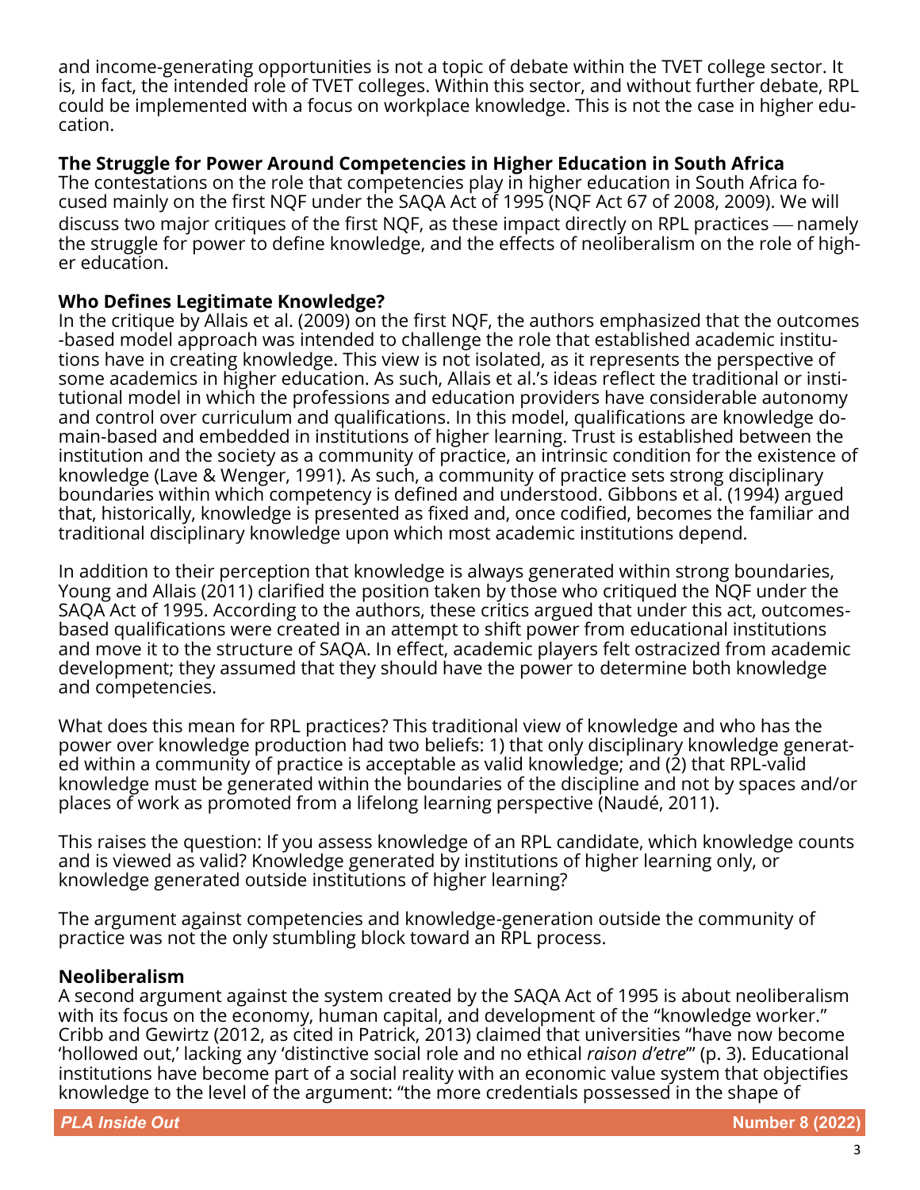and income-generating opportunities is not a topic of debate within the TVET college sector. It is, in fact, the intended role of TVET colleges. Within this sector, and without further debate, RPL could be implemented with a focus on workplace knowledge. This is not the case in higher education.

## The Struggle for Power Around Competencies in Higher Education in South Africa

The contestations on the role that competencies play in higher education in South Africa focused mainly on the first NQF under the SAQA Act of 1995 (NQF Act 67 of 2008, 2009). We will discuss two major critiques of the first NQF, as these impact directly on RPL practices — namely the struggle for power to define knowledge, and the effects of neoliberalism on the role of higher education.

## Who Defines Legitimate Knowledge?

In the critique by Allais et al. (2009) on the first NQF, the authors emphasized that the outcomes-based model approach was intended to challenge the role that established academic institutions have in creating knowledge. This view is not isolated, as it represents the perspective of some academics in higher education. As such, Allais et al.'s ideas reflect the traditional or institutional model in which the professions and education providers have considerable autonomy and control over curriculum and qualifications. In this model, qualifications are knowledge domain-based and embedded in institutions of higher learning. Trust is established between the institution and the society as a community of practice, an intrinsic condition for the existence of knowledge (Lave & Wenger, 1991). As such, a community of practice sets strong disciplinary boundaries within which competency is defined and understood. Gibbons et al. (1994) argued that, historically, knowledge is presented as fixed and, once codified, becomes the familiar and traditional disciplinary knowledge upon which most academic institutions depend.

In addition to their perception that knowledge is always generated within strong boundaries, Young and Allais (2011) clarified the position taken by those who critiqued the NQF under the SAQA Act of 1995. According to the authors, these critics argued that under this act, outcomes-based qualifications were created in an attempt to shift power from educational institutions and move it to the structure of SAQA. In effect, academic players felt ostracized from academic development; they assumed that they should have the power to determine both knowledge and competencies.

What does this mean for RPL practices? This traditional view of knowledge and who has the power over knowledge production had two beliefs: 1) that only disciplinary knowledge generated within a community of practice is acceptable as valid knowledge; and (2) that RPL-valid knowledge must be generated within the boundaries of the discipline and not by spaces and/or places of work as promoted from a lifelong learning perspective (Naudé, 2011).

This raises the question: If you assess knowledge of an RPL candidate, which knowledge counts and is viewed as valid? Knowledge generated by institutions of higher learning only, or knowledge generated outside institutions of higher learning?

The argument against competencies and knowledge-generation outside the community of practice was not the only stumbling block toward an RPL process.

## Neoliberalism

A second argument against the system created by the SAQA Act of 1995 is about neoliberalism with its focus on the economy, human capital, and development of the "knowledge worker." Cribb and Gewirtz (2012, as cited in Patrick, 2013) claimed that universities "have now become 'hollowed out,' lacking any 'distinctive social role and no ethical *raison d'etre*'" (p. 3). Educational institutions have become part of a social reality with an economic value system that objectifies knowledge to the level of the argument: "the more credentials possessed in the shape of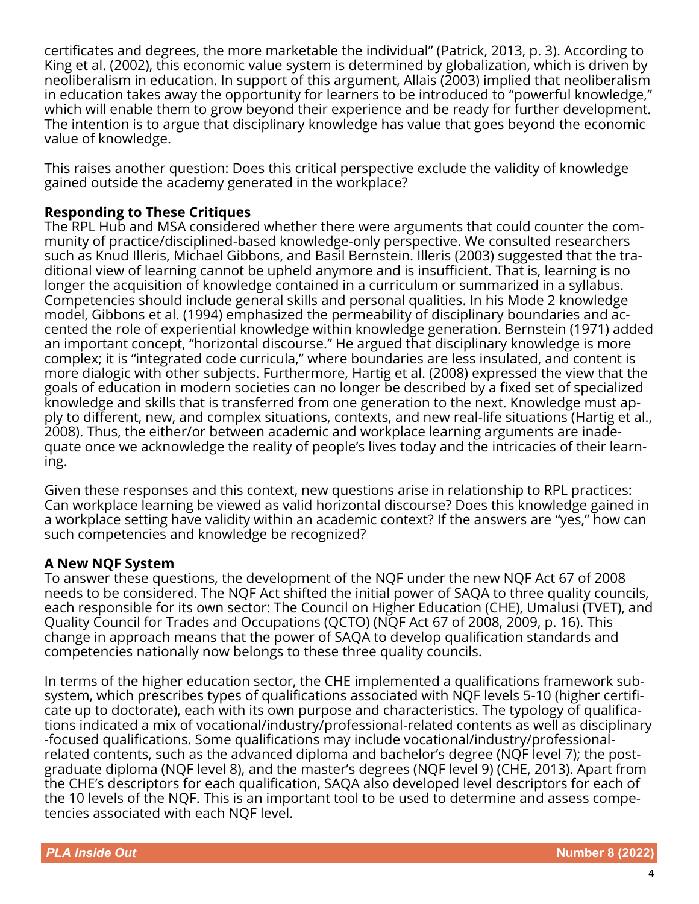certificates and degrees, the more marketable the individual" (Patrick, 2013, p. 3). According to King et al. (2002), this economic value system is determined by globalization, which is driven by neoliberalism in education. In support of this argument, Allais (2003) implied that neoliberalism in education takes away the opportunity for learners to be introduced to "powerful knowledge," which will enable them to grow beyond their experience and be ready for further development. The intention is to argue that disciplinary knowledge has value that goes beyond the economic value of knowledge.

This raises another question: Does this critical perspective exclude the validity of knowledge gained outside the academy generated in the workplace?

**Responding to These Critiques**

The RPL Hub and MSA considered whether there were arguments that could counter the community of practice/disciplined-based knowledge-only perspective. We consulted researchers such as Knud Illeris, Michael Gibbons, and Basil Bernstein. Illeris (2003) suggested that the traditional view of learning cannot be upheld anymore and is insufficient. That is, learning is no longer the acquisition of knowledge contained in a curriculum or summarized in a syllabus. Competencies should include general skills and personal qualities. In his Mode 2 knowledge model, Gibbons et al. (1994) emphasized the permeability of disciplinary boundaries and accented the role of experiential knowledge within knowledge generation. Bernstein (1971) added an important concept, "horizontal discourse." He argued that disciplinary knowledge is more complex; it is "integrated code curricula," where boundaries are less insulated, and content is more dialogic with other subjects. Furthermore, Hartig et al. (2008) expressed the view that the goals of education in modern societies can no longer be described by a fixed set of specialized knowledge and skills that is transferred from one generation to the next. Knowledge must apply to different, new, and complex situations, contexts, and new real-life situations (Hartig et al., 2008). Thus, the either/or between academic and workplace learning arguments are inadequate once we acknowledge the reality of people's lives today and the intricacies of their learning.

Given these responses and this context, new questions arise in relationship to RPL practices: Can workplace learning be viewed as valid horizontal discourse? Does this knowledge gained in a workplace setting have validity within an academic context? If the answers are "yes," how can such competencies and knowledge be recognized?

**A New NQF System**

To answer these questions, the development of the NQF under the new NQF Act 67 of 2008 needs to be considered. The NQF Act shifted the initial power of SAQA to three quality councils, each responsible for its own sector: The Council on Higher Education (CHE), Umalusi (TVET), and Quality Council for Trades and Occupations (QCTO) (NQF Act 67 of 2008, 2009, p. 16). This change in approach means that the power of SAQA to develop qualification standards and competencies nationally now belongs to these three quality councils.

In terms of the higher education sector, the CHE implemented a qualifications framework subsystem, which prescribes types of qualifications associated with NQF levels 5-10 (higher certificate up to doctorate), each with its own purpose and characteristics. The typology of qualifications indicated a mix of vocational/industry/professional-related contents as well as disciplinary-focused qualifications. Some qualifications may include vocational/industry/professional-related contents, such as the advanced diploma and bachelor's degree (NQF level 7); the postgraduate diploma (NQF level 8), and the master's degrees (NQF level 9) (CHE, 2013). Apart from the CHE's descriptors for each qualification, SAQA also developed level descriptors for each of the 10 levels of the NQF. This is an important tool to be used to determine and assess competencies associated with each NQF level.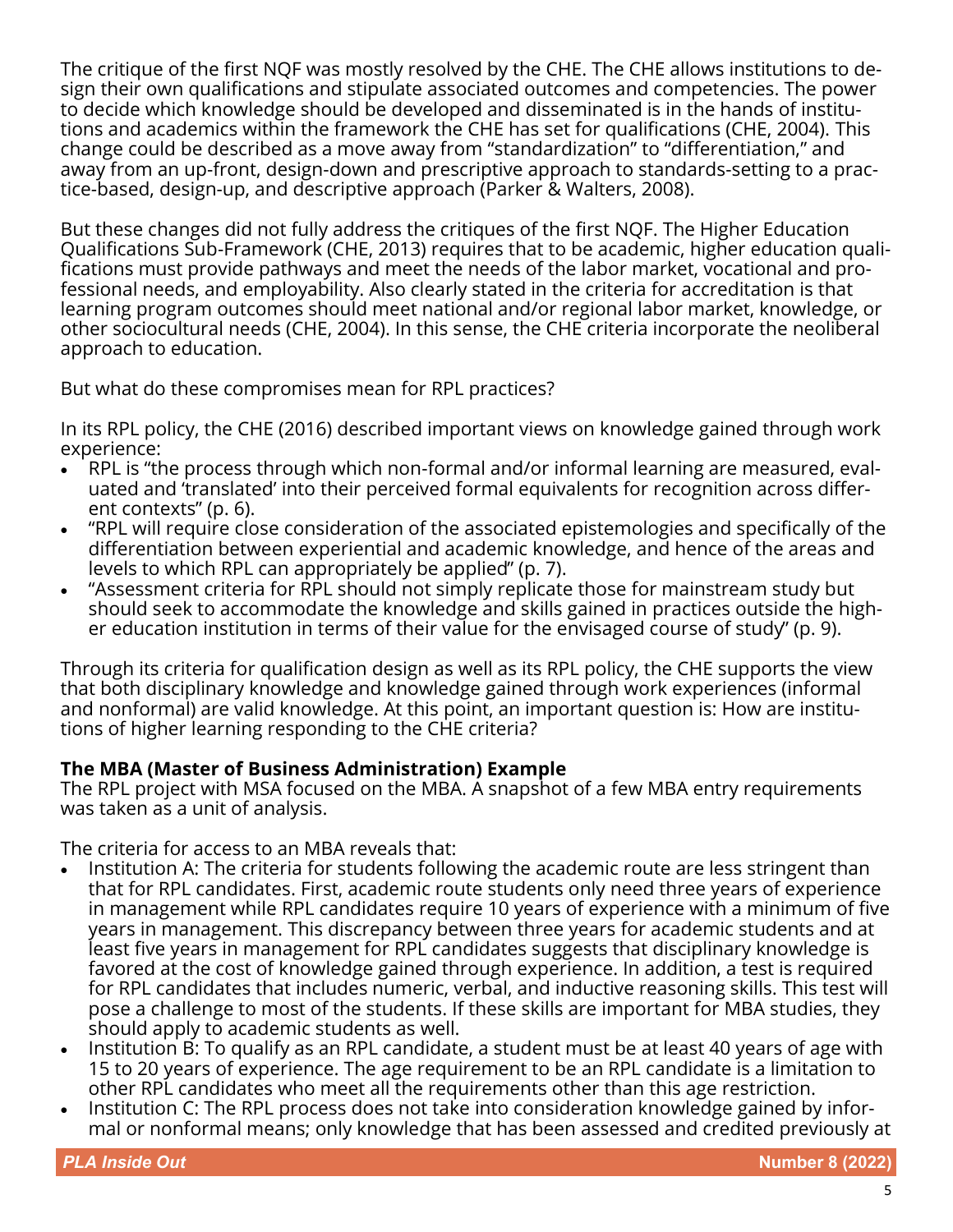The critique of the first NQF was mostly resolved by the CHE. The CHE allows institutions to design their own qualifications and stipulate associated outcomes and competencies. The power to decide which knowledge should be developed and disseminated is in the hands of institutions and academics within the framework the CHE has set for qualifications (CHE, 2004). This change could be described as a move away from "standardization" to "differentiation," and away from an up-front, design-down and prescriptive approach to standards-setting to a practice-based, design-up, and descriptive approach (Parker & Walters, 2008).

But these changes did not fully address the critiques of the first NQF. The Higher Education Qualifications Sub-Framework (CHE, 2013) requires that to be academic, higher education qualifications must provide pathways and meet the needs of the labor market, vocational and professional needs, and employability. Also clearly stated in the criteria for accreditation is that learning program outcomes should meet national and/or regional labor market, knowledge, or other sociocultural needs (CHE, 2004). In this sense, the CHE criteria incorporate the neoliberal approach to education.

But what do these compromises mean for RPL practices?

In its RPL policy, the CHE (2016) described important views on knowledge gained through work experience:

- RPL is "the process through which non-formal and/or informal learning are measured, evaluated and 'translated' into their perceived formal equivalents for recognition across different contexts" (p. 6).
- "RPL will require close consideration of the associated epistemologies and specifically of the differentiation between experiential and academic knowledge, and hence of the areas and levels to which RPL can appropriately be applied" (p. 7).
- "Assessment criteria for RPL should not simply replicate those for mainstream study but should seek to accommodate the knowledge and skills gained in practices outside the higher education institution in terms of their value for the envisaged course of study" (p. 9).

Through its criteria for qualification design as well as its RPL policy, the CHE supports the view that both disciplinary knowledge and knowledge gained through work experiences (informal and nonformal) are valid knowledge. At this point, an important question is: How are institutions of higher learning responding to the CHE criteria?

**The MBA (Master of Business Administration) Example**

The RPL project with MSA focused on the MBA. A snapshot of a few MBA entry requirements was taken as a unit of analysis.

The criteria for access to an MBA reveals that:

- Institution A: The criteria for students following the academic route are less stringent than that for RPL candidates. First, academic route students only need three years of experience in management while RPL candidates require 10 years of experience with a minimum of five years in management. This discrepancy between three years for academic students and at least five years in management for RPL candidates suggests that disciplinary knowledge is favored at the cost of knowledge gained through experience. In addition, a test is required for RPL candidates that includes numeric, verbal, and inductive reasoning skills. This test will pose a challenge to most of the students. If these skills are important for MBA studies, they should apply to academic students as well.
- Institution B: To qualify as an RPL candidate, a student must be at least 40 years of age with 15 to 20 years of experience. The age requirement to be an RPL candidate is a limitation to other RPL candidates who meet all the requirements other than this age restriction.
- Institution C: The RPL process does not take into consideration knowledge gained by informal or nonformal means; only knowledge that has been assessed and credited previously at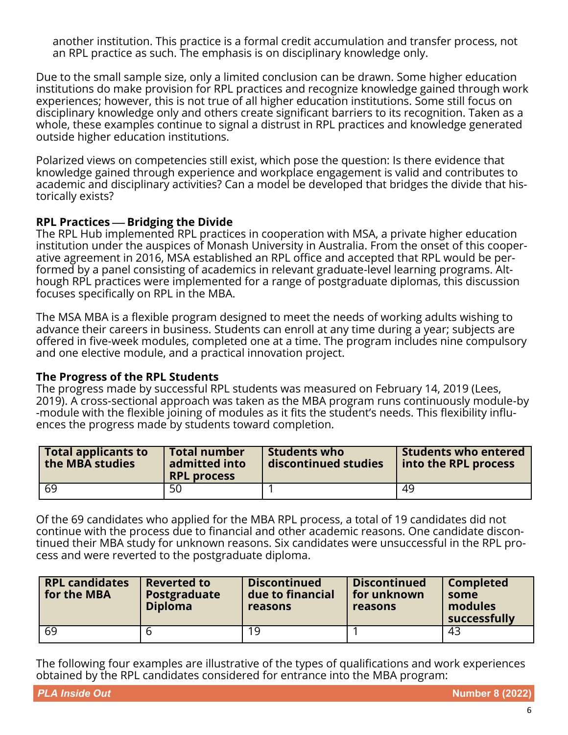another institution. This practice is a formal credit accumulation and transfer process, not an RPL practice as such. The emphasis is on disciplinary knowledge only.

Due to the small sample size, only a limited conclusion can be drawn. Some higher education institutions do make provision for RPL practices and recognize knowledge gained through work experiences; however, this is not true of all higher education institutions. Some still focus on disciplinary knowledge only and others create significant barriers to its recognition. Taken as a whole, these examples continue to signal a distrust in RPL practices and knowledge generated outside higher education institutions.

Polarized views on competencies still exist, which pose the question: Is there evidence that knowledge gained through experience and workplace engagement is valid and contributes to academic and disciplinary activities? Can a model be developed that bridges the divide that historically exists?

**RPL Practices — Bridging the Divide**

The RPL Hub implemented RPL practices in cooperation with MSA, a private higher education institution under the auspices of Monash University in Australia. From the onset of this cooperative agreement in 2016, MSA established an RPL office and accepted that RPL would be performed by a panel consisting of academics in relevant graduate-level learning programs. Although RPL practices were implemented for a range of postgraduate diplomas, this discussion focuses specifically on RPL in the MBA.

The MSA MBA is a flexible program designed to meet the needs of working adults wishing to advance their careers in business. Students can enroll at any time during a year; subjects are offered in five-week modules, completed one at a time. The program includes nine compulsory and one elective module, and a practical innovation project.

**The Progress of the RPL Students**

The progress made by successful RPL students was measured on February 14, 2019 (Lees, 2019). A cross-sectional approach was taken as the MBA program runs continuously module-by-module with the flexible joining of modules as it fits the student's needs. This flexibility influences the progress made by students toward completion.

| Total applicants to the MBA studies | Total number admitted into RPL process | Students who discontinued studies | Students who entered into the RPL process |
|---|---|---|---|
| 69 | 50 | 1 | 49 |

Of the 69 candidates who applied for the MBA RPL process, a total of 19 candidates did not continue with the process due to financial and other academic reasons. One candidate discontinued their MBA study for unknown reasons. Six candidates were unsuccessful in the RPL process and were reverted to the postgraduate diploma.

| RPL candidates for the MBA | Reverted to Postgraduate Diploma | Discontinued due to financial reasons | Discontinued for unknown reasons | Completed some modules successfully |
|---|---|---|---|---|
| 69 | 6 | 19 | 1 | 43 |

The following four examples are illustrative of the types of qualifications and work experiences obtained by the RPL candidates considered for entrance into the MBA program: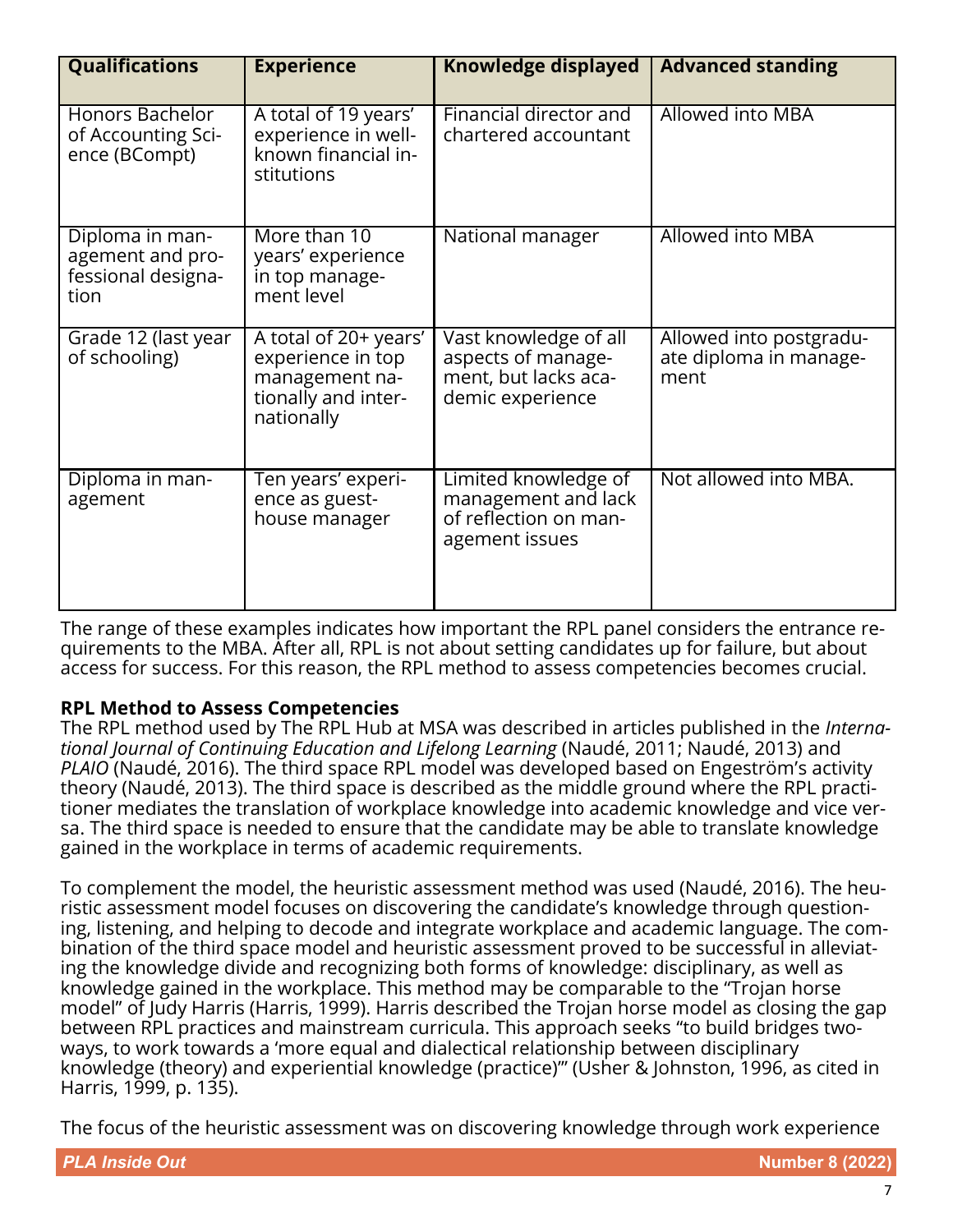| Qualifications | Experience | Knowledge displayed | Advanced standing |
|---|---|---|---|
| Honors Bachelor of Accounting Science (BCompt) | A total of 19 years' experience in well-known financial institutions | Financial director and chartered accountant | Allowed into MBA |
| Diploma in management and professional designation | More than 10 years' experience in top management level | National manager | Allowed into MBA |
| Grade 12 (last year of schooling) | A total of 20+ years' experience in top management nationally and internationally | Vast knowledge of all aspects of management, but lacks academic experience | Allowed into postgraduate diploma in management |
| Diploma in management | Ten years' experience as guest-house manager | Limited knowledge of management and lack of reflection on management issues | Not allowed into MBA. |

The range of these examples indicates how important the RPL panel considers the entrance requirements to the MBA. After all, RPL is not about setting candidates up for failure, but about access for success. For this reason, the RPL method to assess competencies becomes crucial.

**RPL Method to Assess Competencies**

The RPL method used by The RPL Hub at MSA was described in articles published in the *International Journal of Continuing Education and Lifelong Learning* (Naudé, 2011; Naudé, 2013) and *PLAIO* (Naudé, 2016). The third space RPL model was developed based on Engeström's activity theory (Naudé, 2013). The third space is described as the middle ground where the RPL practitioner mediates the translation of workplace knowledge into academic knowledge and vice versa. The third space is needed to ensure that the candidate may be able to translate knowledge gained in the workplace in terms of academic requirements.

To complement the model, the heuristic assessment method was used (Naudé, 2016). The heuristic assessment model focuses on discovering the candidate's knowledge through questioning, listening, and helping to decode and integrate workplace and academic language. The combination of the third space model and heuristic assessment proved to be successful in alleviating the knowledge divide and recognizing both forms of knowledge: disciplinary, as well as knowledge gained in the workplace. This method may be comparable to the "Trojan horse model" of Judy Harris (Harris, 1999). Harris described the Trojan horse model as closing the gap between RPL practices and mainstream curricula. This approach seeks "to build bridges two-ways, to work towards a 'more equal and dialectical relationship between disciplinary knowledge (theory) and experiential knowledge (practice)'" (Usher & Johnston, 1996, as cited in Harris, 1999, p. 135).

The focus of the heuristic assessment was on discovering knowledge through work experience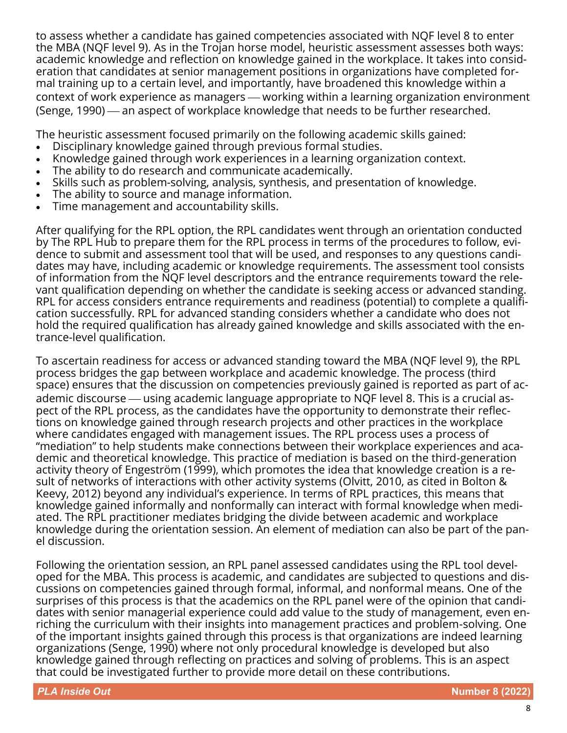to assess whether a candidate has gained competencies associated with NQF level 8 to enter the MBA (NQF level 9). As in the Trojan horse model, heuristic assessment assesses both ways: academic knowledge and reflection on knowledge gained in the workplace. It takes into consideration that candidates at senior management positions in organizations have completed formal training up to a certain level, and importantly, have broadened this knowledge within a context of work experience as managers — working within a learning organization environment (Senge, 1990) — an aspect of workplace knowledge that needs to be further researched.

The heuristic assessment focused primarily on the following academic skills gained:

- Disciplinary knowledge gained through previous formal studies.
- Knowledge gained through work experiences in a learning organization context.
- The ability to do research and communicate academically.
- Skills such as problem-solving, analysis, synthesis, and presentation of knowledge.
- The ability to source and manage information.
- Time management and accountability skills.

After qualifying for the RPL option, the RPL candidates went through an orientation conducted by The RPL Hub to prepare them for the RPL process in terms of the procedures to follow, evidence to submit and assessment tool that will be used, and responses to any questions candidates may have, including academic or knowledge requirements. The assessment tool consists of information from the NQF level descriptors and the entrance requirements toward the relevant qualification depending on whether the candidate is seeking access or advanced standing. RPL for access considers entrance requirements and readiness (potential) to complete a qualification successfully. RPL for advanced standing considers whether a candidate who does not hold the required qualification has already gained knowledge and skills associated with the entrance-level qualification.

To ascertain readiness for access or advanced standing toward the MBA (NQF level 9), the RPL process bridges the gap between workplace and academic knowledge. The process (third space) ensures that the discussion on competencies previously gained is reported as part of academic discourse — using academic language appropriate to NQF level 8. This is a crucial aspect of the RPL process, as the candidates have the opportunity to demonstrate their reflections on knowledge gained through research projects and other practices in the workplace where candidates engaged with management issues. The RPL process uses a process of "mediation" to help students make connections between their workplace experiences and academic and theoretical knowledge. This practice of mediation is based on the third-generation activity theory of Engeström (1999), which promotes the idea that knowledge creation is a result of networks of interactions with other activity systems (Olvitt, 2010, as cited in Bolton & Keevy, 2012) beyond any individual's experience. In terms of RPL practices, this means that knowledge gained informally and nonformally can interact with formal knowledge when mediated. The RPL practitioner mediates bridging the divide between academic and workplace knowledge during the orientation session. An element of mediation can also be part of the panel discussion.

Following the orientation session, an RPL panel assessed candidates using the RPL tool developed for the MBA. This process is academic, and candidates are subjected to questions and discussions on competencies gained through formal, informal, and nonformal means. One of the surprises of this process is that the academics on the RPL panel were of the opinion that candidates with senior managerial experience could add value to the study of management, even enriching the curriculum with their insights into management practices and problem-solving. One of the important insights gained through this process is that organizations are indeed learning organizations (Senge, 1990) where not only procedural knowledge is developed but also knowledge gained through reflecting on practices and solving of problems. This is an aspect that could be investigated further to provide more detail on these contributions.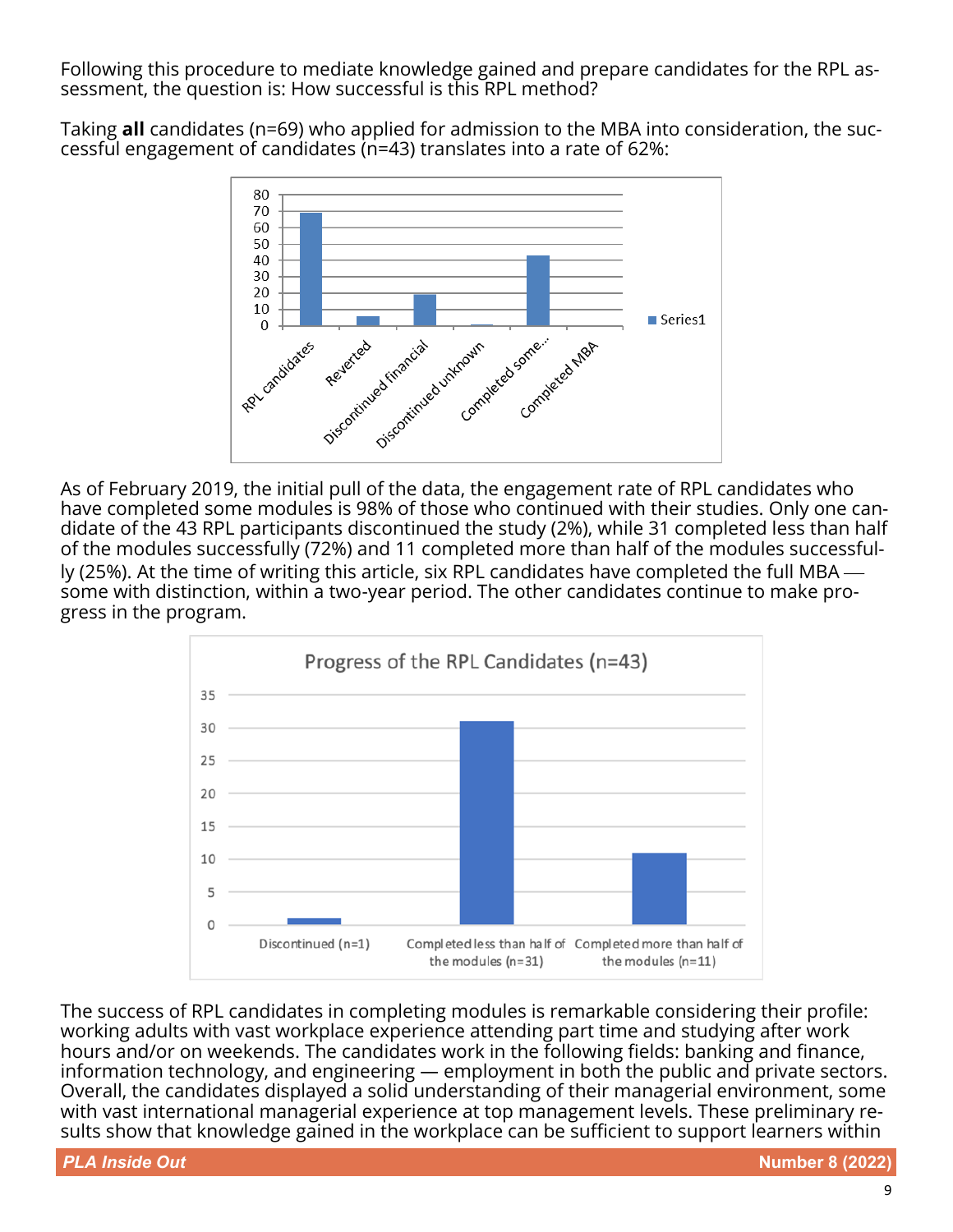Following this procedure to mediate knowledge gained and prepare candidates for the RPL assessment, the question is: How successful is this RPL method?

Taking **all** candidates (n=69) who applied for admission to the MBA into consideration, the successful engagement of candidates (n=43) translates into a rate of 62%:

As of February 2019, the initial pull of the data, the engagement rate of RPL candidates who have completed some modules is 98% of those who continued with their studies. Only one candidate of the 43 RPL participants discontinued the study (2%), while 31 completed less than half of the modules successfully (72%) and 11 completed more than half of the modules successfully (25%). At the time of writing this article, six RPL candidates have completed the full MBA — some with distinction, within a two-year period. The other candidates continue to make progress in the program.

The success of RPL candidates in completing modules is remarkable considering their profile: working adults with vast workplace experience attending part time and studying after work hours and/or on weekends. The candidates work in the following fields: banking and finance, information technology, and engineering — employment in both the public and private sectors. Overall, the candidates displayed a solid understanding of their managerial environment, some with vast international managerial experience at top management levels. These preliminary results show that knowledge gained in the workplace can be sufficient to support learners within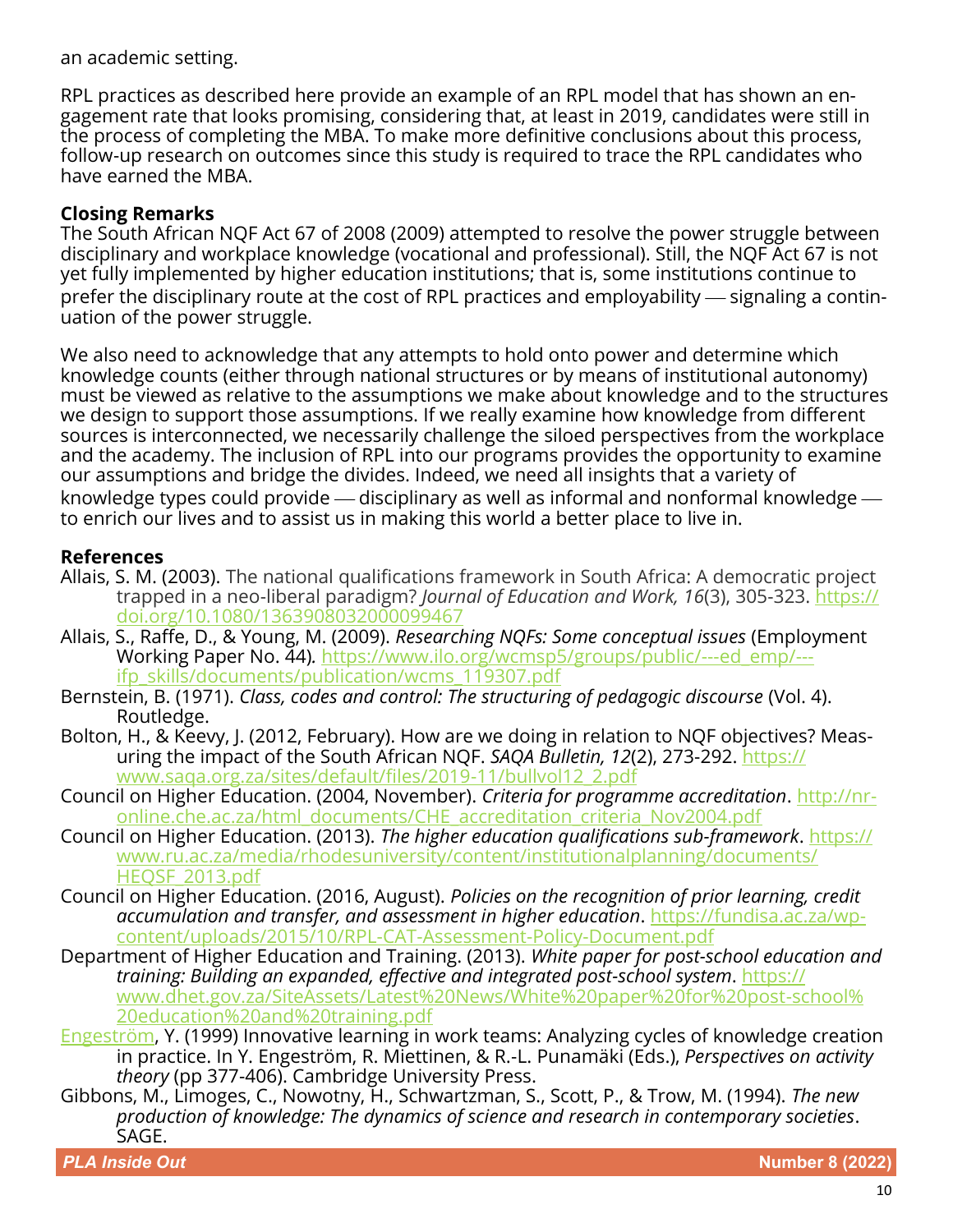an academic setting.

RPL practices as described here provide an example of an RPL model that has shown an engagement rate that looks promising, considering that, at least in 2019, candidates were still in the process of completing the MBA. To make more definitive conclusions about this process, follow-up research on outcomes since this study is required to trace the RPL candidates who have earned the MBA.

**Closing Remarks**

The South African NQF Act 67 of 2008 (2009) attempted to resolve the power struggle between disciplinary and workplace knowledge (vocational and professional). Still, the NQF Act 67 is not yet fully implemented by higher education institutions; that is, some institutions continue to prefer the disciplinary route at the cost of RPL practices and employability — signaling a continuation of the power struggle.

We also need to acknowledge that any attempts to hold onto power and determine which knowledge counts (either through national structures or by means of institutional autonomy) must be viewed as relative to the assumptions we make about knowledge and to the structures we design to support those assumptions. If we really examine how knowledge from different sources is interconnected, we necessarily challenge the siloed perspectives from the workplace and the academy. The inclusion of RPL into our programs provides the opportunity to examine our assumptions and bridge the divides. Indeed, we need all insights that a variety of knowledge types could provide — disciplinary as well as informal and nonformal knowledge — to enrich our lives and to assist us in making this world a better place to live in.

**References**

Allais, S. M. (2003). The national qualifications framework in South Africa: A democratic project trapped in a neo-liberal paradigm? *Journal of Education and Work, 16*(3), 305-323. https://doi.org/10.1080/1363908032000099467

Allais, S., Raffe, D., & Young, M. (2009). *Researching NQFs: Some conceptual issues* (Employment Working Paper No. 44). https://www.ilo.org/wcmsp5/groups/public/---ed_emp/---ifp_skills/documents/publication/wcms_119307.pdf

Bernstein, B. (1971). *Class, codes and control: The structuring of pedagogic discourse* (Vol. 4). Routledge.

Bolton, H., & Keevy, J. (2012, February). How are we doing in relation to NQF objectives? Measuring the impact of the South African NQF. *SAQA Bulletin, 12*(2), 273-292. https://www.saqa.org.za/sites/default/files/2019-11/bullvol12_2.pdf

Council on Higher Education. (2004, November). *Criteria for programme accreditation*. http://nr-online.che.ac.za/html_documents/CHE_accreditation_criteria_Nov2004.pdf

Council on Higher Education. (2013). *The higher education qualifications sub-framework*. https://www.ru.ac.za/media/rhodesuniversity/content/institutionalplanning/documents/HEQSF_2013.pdf

Council on Higher Education. (2016, August). *Policies on the recognition of prior learning, credit accumulation and transfer, and assessment in higher education*. https://fundisa.ac.za/wp-content/uploads/2015/10/RPL-CAT-Assessment-Policy-Document.pdf

Department of Higher Education and Training. (2013). *White paper for post-school education and training: Building an expanded, effective and integrated post-school system*. https://www.dhet.gov.za/SiteAssets/Latest%20News/White%20paper%20for%20post-school%20education%20and%20training.pdf

Engeström, Y. (1999) Innovative learning in work teams: Analyzing cycles of knowledge creation in practice. In Y. Engeström, R. Miettinen, & R.-L. Punamäki (Eds.), *Perspectives on activity theory* (pp 377-406). Cambridge University Press.

Gibbons, M., Limoges, C., Nowotny, H., Schwartzman, S., Scott, P., & Trow, M. (1994). *The new production of knowledge: The dynamics of science and research in contemporary societies*. SAGE.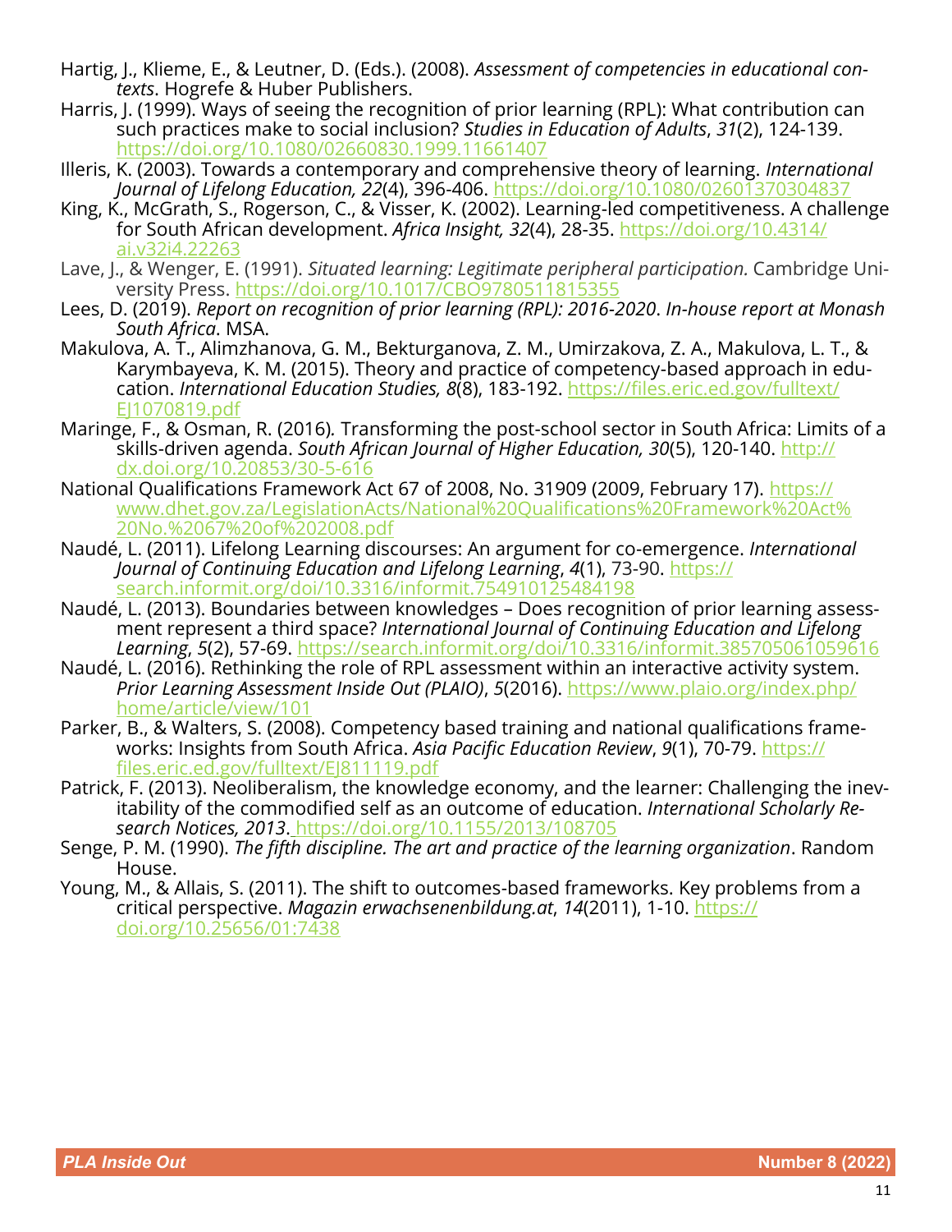Hartig, J., Klieme, E., & Leutner, D. (Eds.). (2008). *Assessment of competencies in educational contexts*. Hogrefe & Huber Publishers.

Harris, J. (1999). Ways of seeing the recognition of prior learning (RPL): What contribution can such practices make to social inclusion? *Studies in Education of Adults*, *31*(2), 124-139. https://doi.org/10.1080/02660830.1999.11661407

Illeris, K. (2003). Towards a contemporary and comprehensive theory of learning. *International Journal of Lifelong Education, 22*(4), 396-406. https://doi.org/10.1080/02601370304837

King, K., McGrath, S., Rogerson, C., & Visser, K. (2002). Learning-led competitiveness. A challenge for South African development. *Africa Insight, 32*(4), 28-35. https://doi.org/10.4314/ai.v32i4.22263

Lave, J., & Wenger, E. (1991). *Situated learning: Legitimate peripheral participation.* Cambridge University Press. https://doi.org/10.1017/CBO9780511815355

Lees, D. (2019). *Report on recognition of prior learning (RPL): 2016-2020*. *In-house report at Monash South Africa*. MSA.

Makulova, A. T., Alimzhanova, G. M., Bekturganova, Z. M., Umirzakova, Z. A., Makulova, L. T., & Karymbayeva, K. M. (2015). Theory and practice of competency-based approach in education. *International Education Studies, 8*(8), 183-192. https://files.eric.ed.gov/fulltext/EJ1070819.pdf

Maringe, F., & Osman, R. (2016). Transforming the post-school sector in South Africa: Limits of a skills-driven agenda. *South African Journal of Higher Education, 30*(5), 120-140. http://dx.doi.org/10.20853/30-5-616

National Qualifications Framework Act 67 of 2008, No. 31909 (2009, February 17). https://www.dhet.gov.za/LegislationActs/National%20Qualifications%20Framework%20Act%20No.%2067%20of%202008.pdf

Naudé, L. (2011). Lifelong Learning discourses: An argument for co-emergence. *International Journal of Continuing Education and Lifelong Learning*, *4*(1), 73-90. https://search.informit.org/doi/10.3316/informit.754910125484198

Naudé, L. (2013). Boundaries between knowledges – Does recognition of prior learning assessment represent a third space? *International Journal of Continuing Education and Lifelong Learning*, *5*(2), 57-69. https://search.informit.org/doi/10.3316/informit.385705061059616

Naudé, L. (2016). Rethinking the role of RPL assessment within an interactive activity system. *Prior Learning Assessment Inside Out (PLAIO)*, *5*(2016). https://www.plaio.org/index.php/home/article/view/101

Parker, B., & Walters, S. (2008). Competency based training and national qualifications frameworks: Insights from South Africa. *Asia Pacific Education Review*, *9*(1), 70-79. https://files.eric.ed.gov/fulltext/EJ811119.pdf

Patrick, F. (2013). Neoliberalism, the knowledge economy, and the learner: Challenging the inevitability of the commodified self as an outcome of education. *International Scholarly Research Notices, 2013*. https://doi.org/10.1155/2013/108705

Senge, P. M. (1990). *The fifth discipline. The art and practice of the learning organization*. Random House.

Young, M., & Allais, S. (2011). The shift to outcomes-based frameworks. Key problems from a critical perspective. *Magazin erwachsenenbildung.at*, *14*(2011), 1-10. https://doi.org/10.25656/01:7438